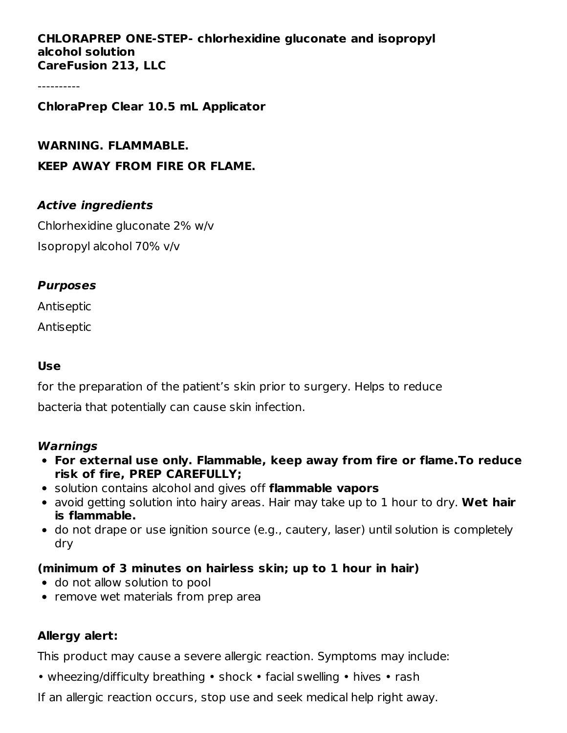**CHLORAPREP ONE-STEP- chlorhexidine gluconate and isopropyl alcohol solution**
**CareFusion 213, LLC**

----------

**ChloraPrep Clear 10.5 mL Applicator**

**WARNING. FLAMMABLE.**

**KEEP AWAY FROM FIRE OR FLAME.**

### *Active ingredients*

Chlorhexidine gluconate 2% w/v

Isopropyl alcohol 70% v/v

### *Purposes*

Antiseptic

Antiseptic

### Use

for the preparation of the patient's skin prior to surgery. Helps to reduce bacteria that potentially can cause skin infection.

### *Warnings*

- **For external use only. Flammable, keep away from fire or flame.To reduce risk of fire, PREP CAREFULLY;**
- solution contains alcohol and gives off **flammable vapors**
- avoid getting solution into hairy areas. Hair may take up to 1 hour to dry. **Wet hair is flammable.**
- do not drape or use ignition source (e.g., cautery, laser) until solution is completely dry

**(minimum of 3 minutes on hairless skin; up to 1 hour in hair)**

- do not allow solution to pool
- remove wet materials from prep area

### Allergy alert:

This product may cause a severe allergic reaction. Symptoms may include:

• wheezing/difficulty breathing • shock • facial swelling • hives • rash

If an allergic reaction occurs, stop use and seek medical help right away.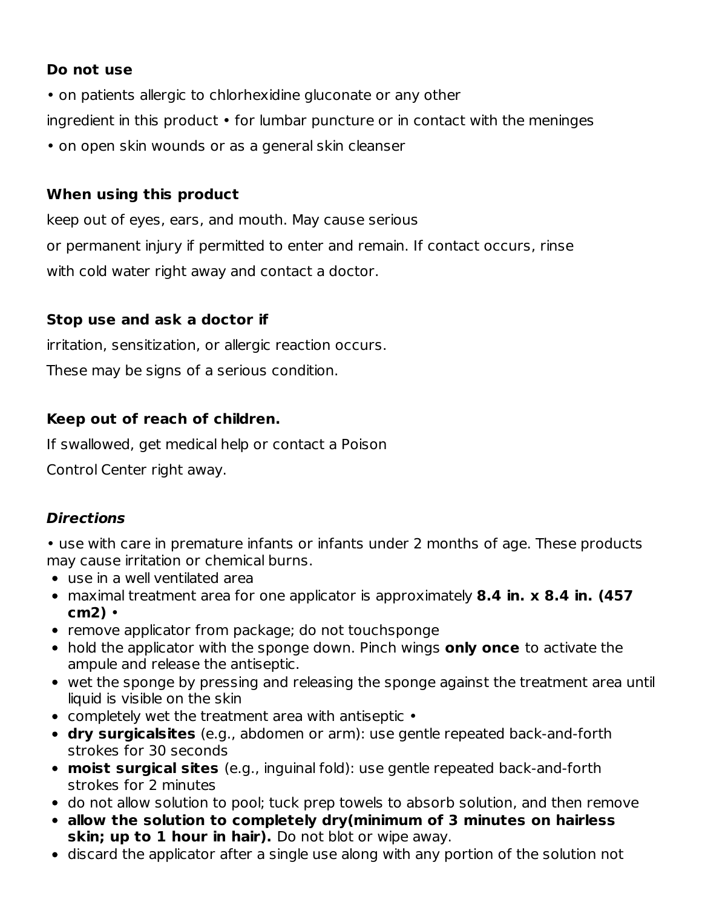**Do not use**

• on patients allergic to chlorhexidine gluconate or any other ingredient in this product • for lumbar puncture or in contact with the meninges

• on open skin wounds or as a general skin cleanser

**When using this product**

keep out of eyes, ears, and mouth. May cause serious or permanent injury if permitted to enter and remain. If contact occurs, rinse with cold water right away and contact a doctor.

**Stop use and ask a doctor if**

irritation, sensitization, or allergic reaction occurs.
These may be signs of a serious condition.

**Keep out of reach of children.**

If swallowed, get medical help or contact a Poison Control Center right away.

***Directions***

• use with care in premature infants or infants under 2 months of age. These products may cause irritation or chemical burns.

- use in a well ventilated area
- maximal treatment area for one applicator is approximately **8.4 in. x 8.4 in. (457 cm2)** •
- remove applicator from package; do not touchsponge
- hold the applicator with the sponge down. Pinch wings **only once** to activate the ampule and release the antiseptic.
- wet the sponge by pressing and releasing the sponge against the treatment area until liquid is visible on the skin
- completely wet the treatment area with antiseptic •
- **dry surgicalsites** (e.g., abdomen or arm): use gentle repeated back-and-forth strokes for 30 seconds
- **moist surgical sites** (e.g., inguinal fold): use gentle repeated back-and-forth strokes for 2 minutes
- do not allow solution to pool; tuck prep towels to absorb solution, and then remove
- **allow the solution to completely dry(minimum of 3 minutes on hairless skin; up to 1 hour in hair).** Do not blot or wipe away.
- discard the applicator after a single use along with any portion of the solution not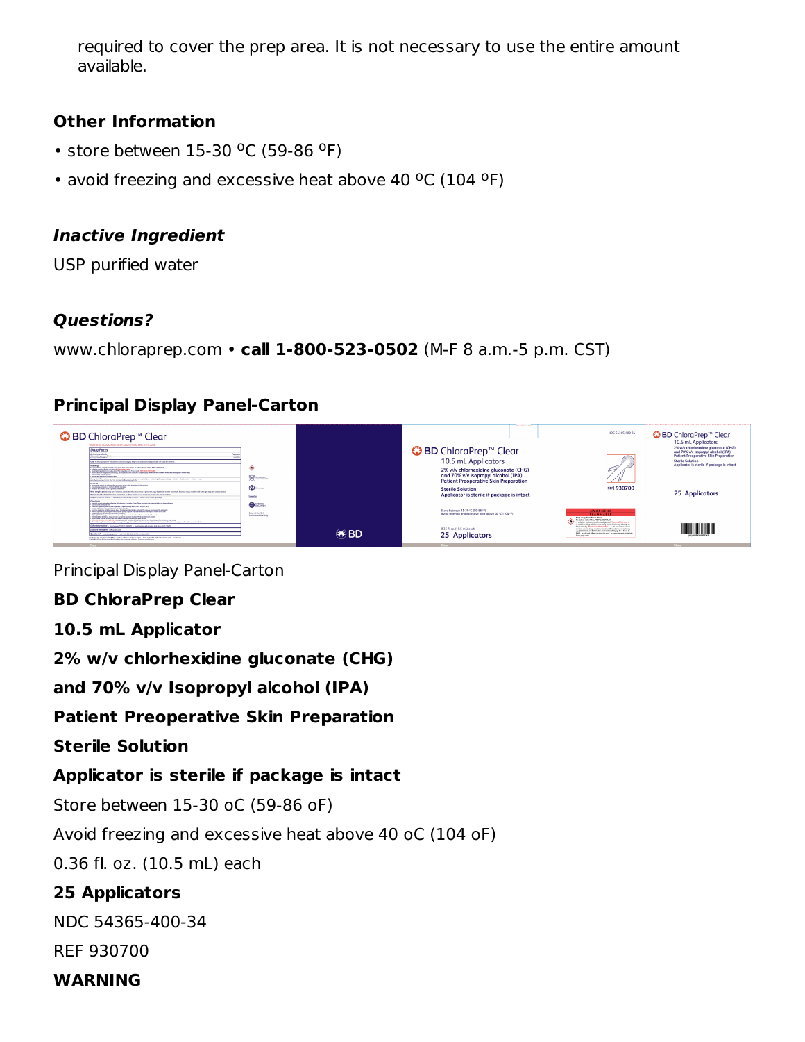required to cover the prep area. It is not necessary to use the entire amount available.

### Other Information

- store between 15-30 ºC (59-86 ºF)
- avoid freezing and excessive heat above 40 ºC (104 ºF)

### *Inactive Ingredient*

USP purified water

### *Questions?*

www.chloraprep.com • **call 1-800-523-0502** (M-F 8 a.m.-5 p.m. CST)

### Principal Display Panel-Carton

Principal Display Panel-Carton

**BD ChloraPrep Clear**

**10.5 mL Applicator**

**2% w/v chlorhexidine gluconate (CHG)**

**and 70% v/v Isopropyl alcohol (IPA)**

**Patient Preoperative Skin Preparation**

**Sterile Solution**

**Applicator is sterile if package is intact**

Store between 15-30 oC (59-86 oF)

Avoid freezing and excessive heat above 40 oC (104 oF)

0.36 fl. oz. (10.5 mL) each

**25 Applicators**

NDC 54365-400-34

REF 930700

**WARNING**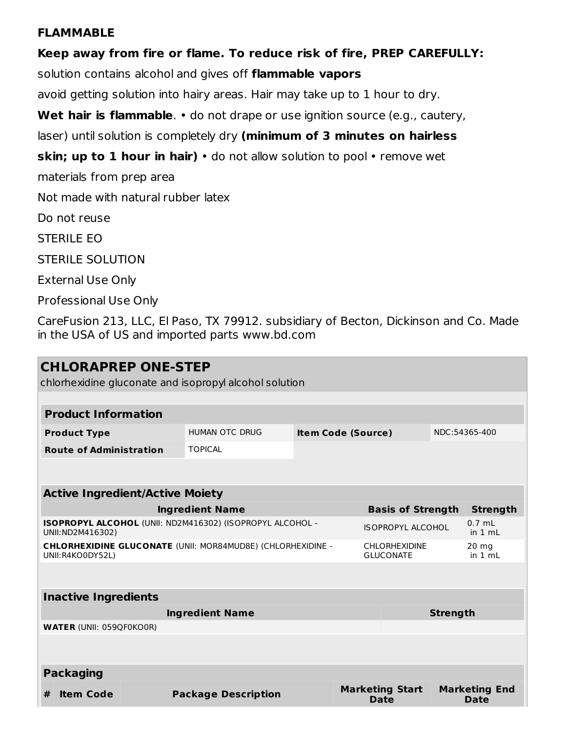**FLAMMABLE**

**Keep away from fire or flame. To reduce risk of fire, PREP CAREFULLY:**

solution contains alcohol and gives off **flammable vapors**

avoid getting solution into hairy areas. Hair may take up to 1 hour to dry.

**Wet hair is flammable**. • do not drape or use ignition source (e.g., cautery, laser) until solution is completely dry **(minimum of 3 minutes on hairless skin; up to 1 hour in hair)** • do not allow solution to pool • remove wet materials from prep area

Not made with natural rubber latex

Do not reuse

STERILE EO

STERILE SOLUTION

External Use Only

Professional Use Only

CareFusion 213, LLC, El Paso, TX 79912. subsidiary of Becton, Dickinson and Co. Made in the USA of US and imported parts www.bd.com

## CHLORAPREP ONE-STEP

chlorhexidine gluconate and isopropyl alcohol solution

| Product Information | | | |
|---|---|---|---|
| **Product Type** | HUMAN OTC DRUG | **Item Code (Source)** | NDC:54365-400 |
| **Route of Administration** | TOPICAL | | |

| Active Ingredient/Active Moiety | | |
|---|---|---|
| **Ingredient Name** | **Basis of Strength** | **Strength** |
| **ISOPROPYL ALCOHOL** (UNII: ND2M416302) (ISOPROPYL ALCOHOL - UNII:ND2M416302) | ISOPROPYL ALCOHOL | 0.7 mL in 1 mL |
| **CHLORHEXIDINE GLUCONATE** (UNII: MOR84MUD8E) (CHLORHEXIDINE - UNII:R4KO0DY52L) | CHLORHEXIDINE GLUCONATE | 20 mg in 1 mL |

| Inactive Ingredients | |
|---|---|
| **Ingredient Name** | **Strength** |
| **WATER** (UNII: 059QF0KO0R) | |

| Packaging | | | | |
|---|---|---|---|---|
| **#** | **Item Code** | **Package Description** | **Marketing Start Date** | **Marketing End Date** |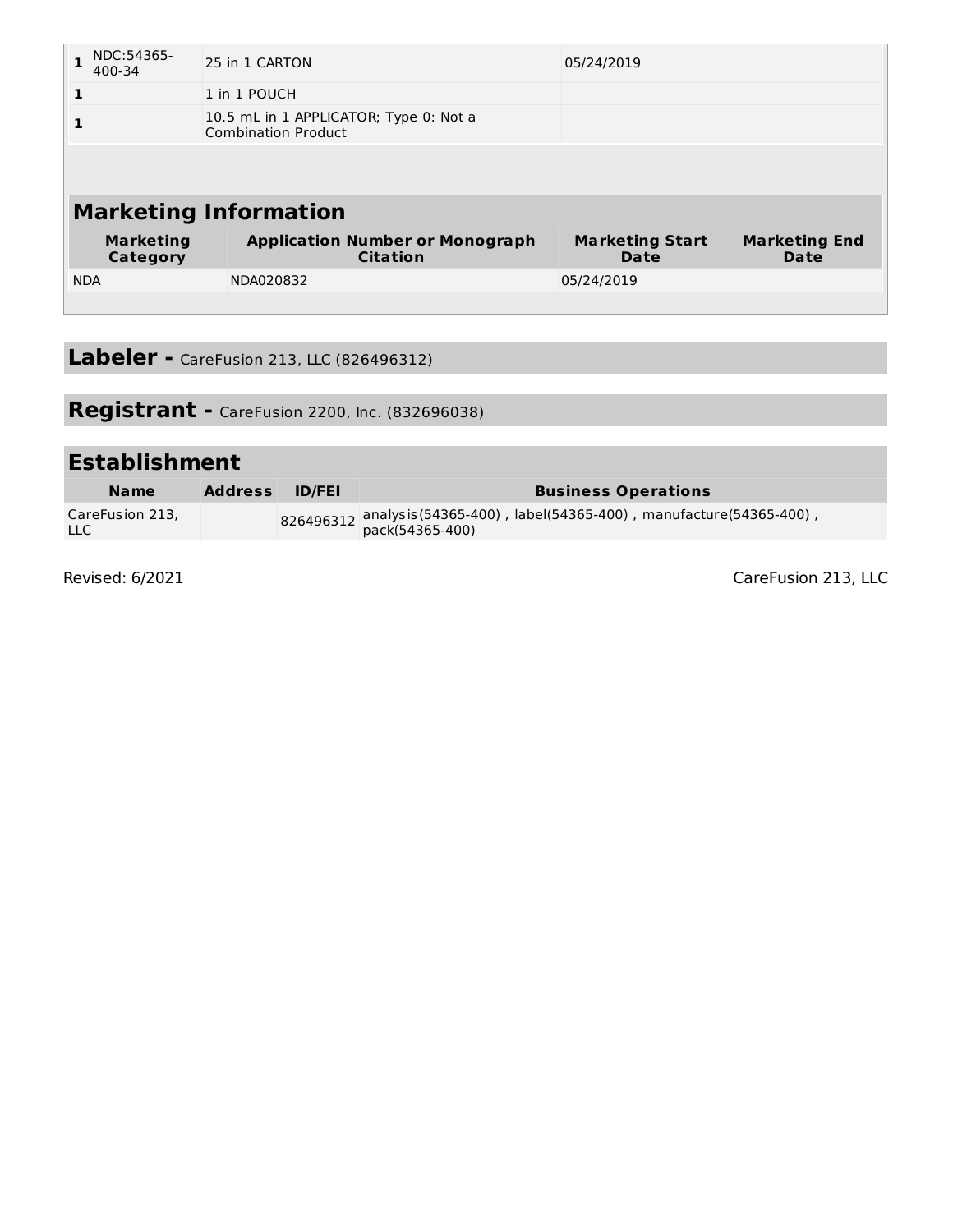| | | | | |
|---|---|---|---|---|
| 1 | NDC:54365-400-34 | 25 in 1 CARTON | 05/24/2019 | |
| 1 | | 1 in 1 POUCH | | |
| 1 | | 10.5 mL in 1 APPLICATOR; Type 0: Not a Combination Product | | |

## Marketing Information

| Marketing Category | Application Number or Monograph Citation | Marketing Start Date | Marketing End Date |
|---|---|---|---|
| NDA | NDA020832 | 05/24/2019 | |

## Labeler - CareFusion 213, LLC (826496312)

## Registrant - CareFusion 2200, Inc. (832696038)

## Establishment

| Name | Address | ID/FEI | Business Operations |
|---|---|---|---|
| CareFusion 213, LLC | | 826496312 | analysis(54365-400) , label(54365-400) , manufacture(54365-400) , pack(54365-400) |

Revised: 6/2021

CareFusion 213, LLC